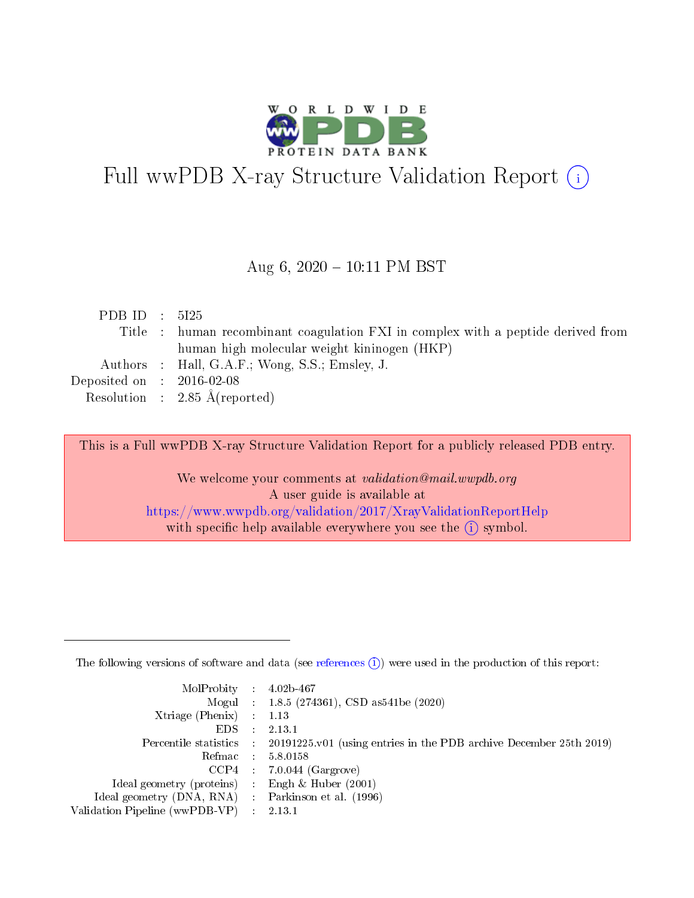# Full wwPDB X-ray Structure Validation Report (i)

Aug 6, 2020 – 10:11 PM BST

| | | |
|---|---|---|
| PDB ID | : | 5I25 |
| Title | : | human recombinant coagulation FXI in complex with a peptide derived from human high molecular weight kininogen (HKP) |
| Authors | : | Hall, G.A.F.; Wong, S.S.; Emsley, J. |
| Deposited on | : | 2016-02-08 |
| Resolution | : | 2.85 Å(reported) |

This is a Full wwPDB X-ray Structure Validation Report for a publicly released PDB entry.

We welcome your comments at *validation@mail.wwpdb.org*
A user guide is available at
https://www.wwpdb.org/validation/2017/XrayValidationReportHelp
with specific help available everywhere you see the (i) symbol.

---

The following versions of software and data (see references (i)) were used in the production of this report:

| | | |
|---|---|---|
| MolProbity | : | 4.02b-467 |
| Mogul | : | 1.8.5 (274361), CSD as541be (2020) |
| Xtriage (Phenix) | : | 1.13 |
| EDS | : | 2.13.1 |
| Percentile statistics | : | 20191225.v01 (using entries in the PDB archive December 25th 2019) |
| Refmac | : | 5.8.0158 |
| CCP4 | : | 7.0.044 (Gargrove) |
| Ideal geometry (proteins) | : | Engh & Huber (2001) |
| Ideal geometry (DNA, RNA) | : | Parkinson et al. (1996) |
| Validation Pipeline (wwPDB-VP) | : | 2.13.1 |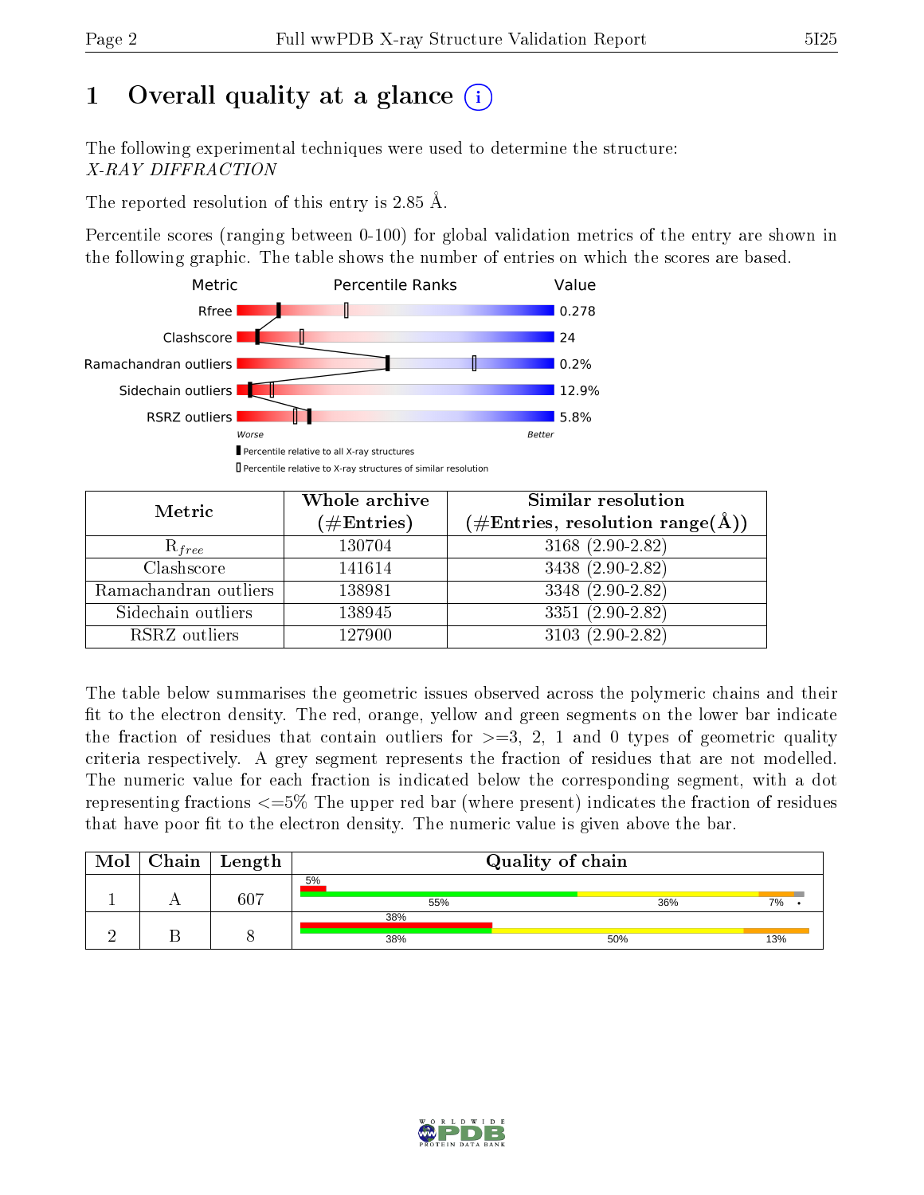# 1 Overall quality at a glance

The following experimental techniques were used to determine the structure:
*X-RAY DIFFRACTION*

The reported resolution of this entry is 2.85 Å.

Percentile scores (ranging between 0-100) for global validation metrics of the entry are shown in the following graphic. The table shows the number of entries on which the scores are based.

| Metric | Value |
|---|---|
| Rfree | 0.278 |
| Clashscore | 24 |
| Ramachandran outliers | 0.2% |
| Sidechain outliers | 12.9% |
| RSRZ outliers | 5.8% |

Worse — Better

▮ Percentile relative to all X-ray structures
▯ Percentile relative to X-ray structures of similar resolution

| Metric | Whole archive (#Entries) | Similar resolution (#Entries, resolution range(Å)) |
|---|---|---|
| $R_{free}$ | 130704 | 3168 (2.90-2.82) |
| Clashscore | 141614 | 3438 (2.90-2.82) |
| Ramachandran outliers | 138981 | 3348 (2.90-2.82) |
| Sidechain outliers | 138945 | 3351 (2.90-2.82) |
| RSRZ outliers | 127900 | 3103 (2.90-2.82) |

The table below summarises the geometric issues observed across the polymeric chains and their fit to the electron density. The red, orange, yellow and green segments on the lower bar indicate the fraction of residues that contain outliers for >=3, 2, 1 and 0 types of geometric quality criteria respectively. A grey segment represents the fraction of residues that are not modelled. The numeric value for each fraction is indicated below the corresponding segment, with a dot representing fractions <=5% The upper red bar (where present) indicates the fraction of residues that have poor fit to the electron density. The numeric value is given above the bar.

| Mol | Chain | Length | Quality of chain |
|---|---|---|---|
| 1 | A | 607 | 5% (poor fit); 55% / 36% / 7% / • |
| 2 | B | 8 | 38% (poor fit); 38% / 50% / 13% |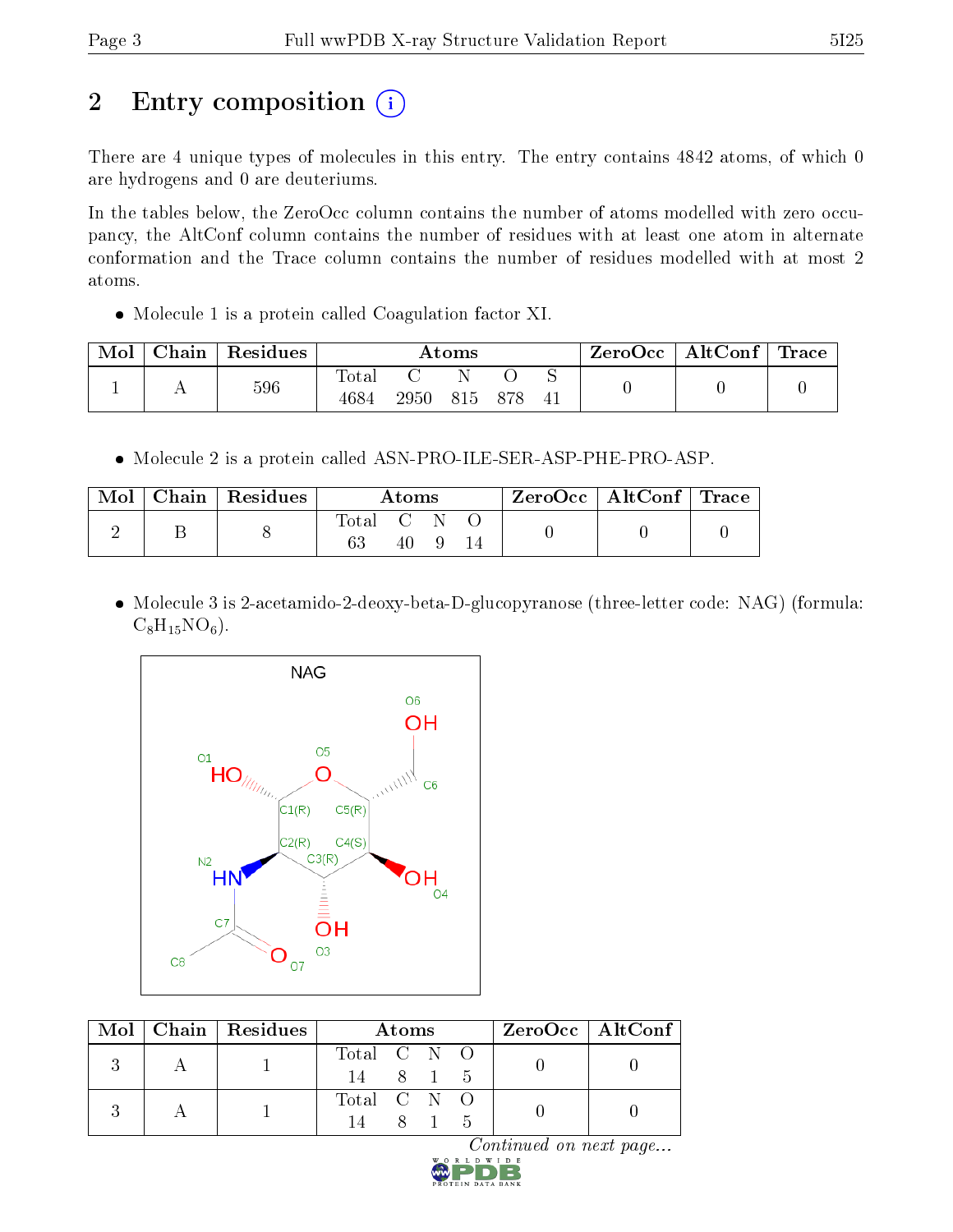# 2 Entry composition

There are 4 unique types of molecules in this entry. The entry contains 4842 atoms, of which 0 are hydrogens and 0 are deuteriums.

In the tables below, the ZeroOcc column contains the number of atoms modelled with zero occupancy, the AltConf column contains the number of residues with at least one atom in alternate conformation and the Trace column contains the number of residues modelled with at most 2 atoms.

- Molecule 1 is a protein called Coagulation factor XI.

| Mol | Chain | Residues | Atoms | | | | | ZeroOcc | AltConf | Trace |
|---|---|---|---|---|---|---|---|---|---|---|
| 1 | A | 596 | Total 4684 | C 2950 | N 815 | O 878 | S 41 | 0 | 0 | 0 |

- Molecule 2 is a protein called ASN-PRO-ILE-SER-ASP-PHE-PRO-ASP.

| Mol | Chain | Residues | Atoms | | | | ZeroOcc | AltConf | Trace |
|---|---|---|---|---|---|---|---|---|---|
| 2 | B | 8 | Total 63 | C 40 | N 9 | O 14 | 0 | 0 | 0 |

- Molecule 3 is 2-acetamido-2-deoxy-beta-D-glucopyranose (three-letter code: NAG) (formula: $C_8H_{15}NO_6$).

| Mol | Chain | Residues | Atoms | | | | ZeroOcc | AltConf |
|---|---|---|---|---|---|---|---|---|
| 3 | A | 1 | Total 14 | C 8 | N 1 | O 5 | 0 | 0 |
| 3 | A | 1 | Total 14 | C 8 | N 1 | O 5 | 0 | 0 |

*Continued on next page...*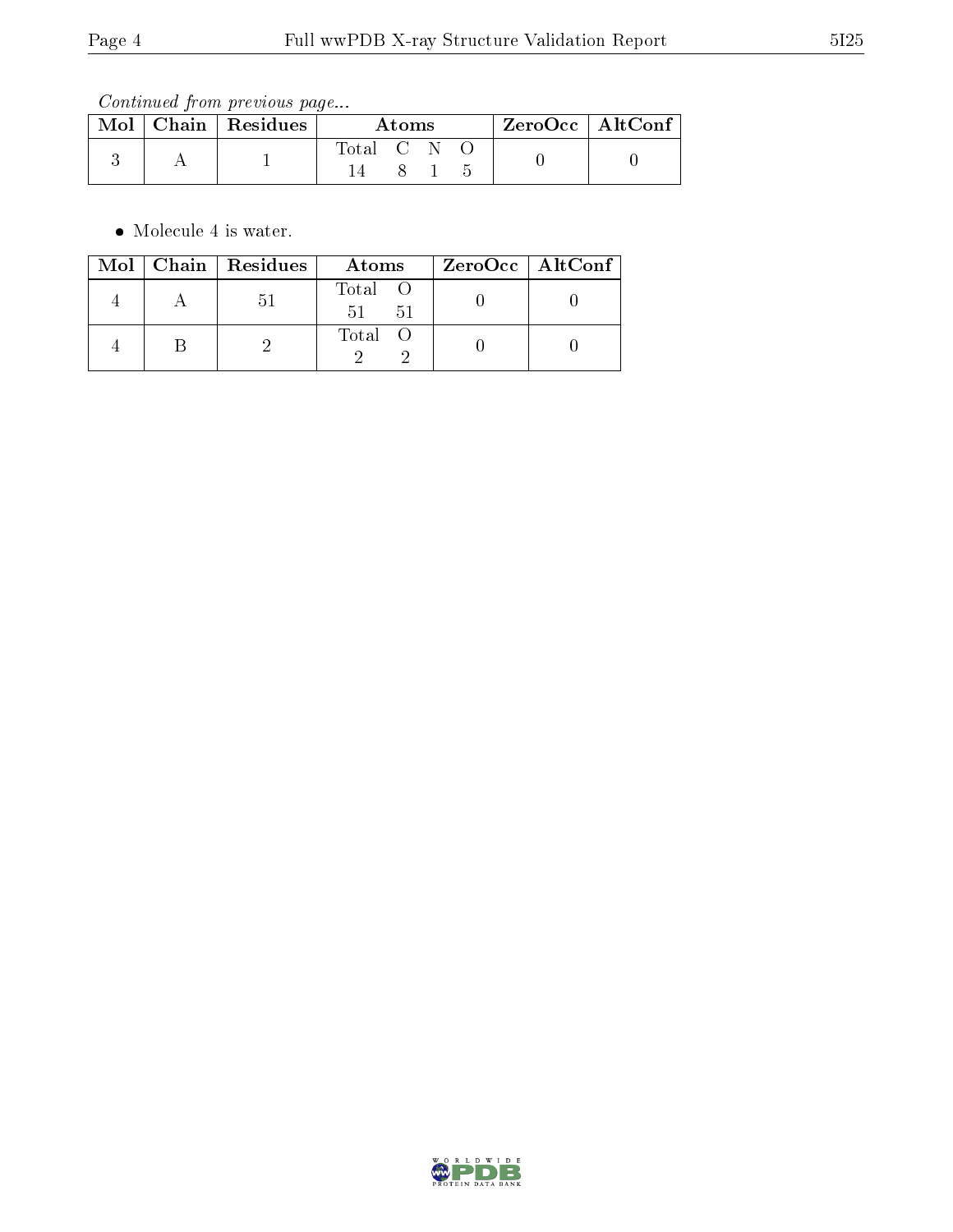*Continued from previous page...*

| Mol | Chain | Residues | Atoms | ZeroOcc | AltConf |
|---|---|---|---|---|---|
| 3 | A | 1 | Total C N O<br>14 8 1 5 | 0 | 0 |

- Molecule 4 is water.

| Mol | Chain | Residues | Atoms | ZeroOcc | AltConf |
|---|---|---|---|---|---|
| 4 | A | 51 | Total O<br>51 51 | 0 | 0 |
| 4 | B | 2 | Total O<br>2 2 | 0 | 0 |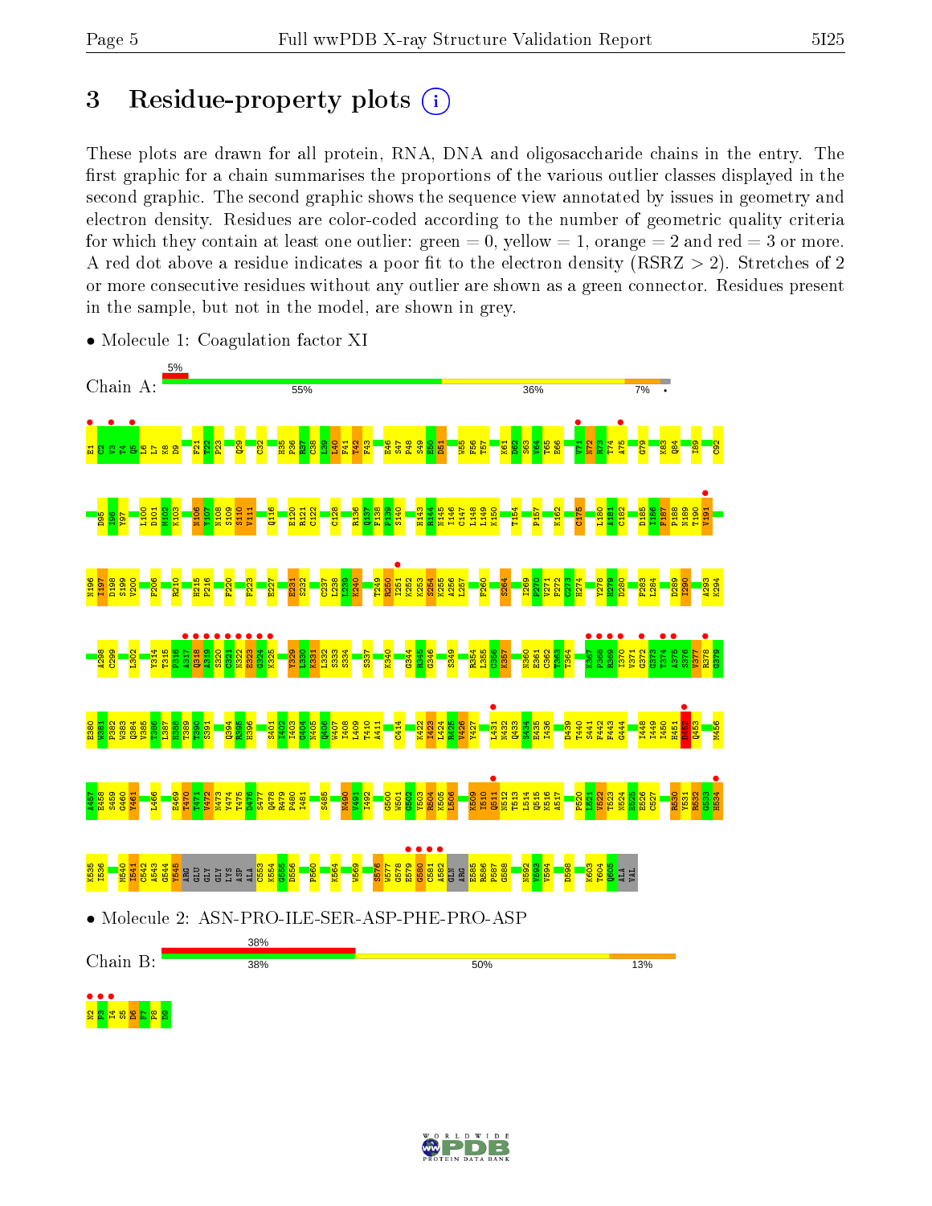# 3 Residue-property plots

These plots are drawn for all protein, RNA, DNA and oligosaccharide chains in the entry. The first graphic for a chain summarises the proportions of the various outlier classes displayed in the second graphic. The second graphic shows the sequence view annotated by issues in geometry and electron density. Residues are color-coded according to the number of geometric quality criteria for which they contain at least one outlier: green = 0, yellow = 1, orange = 2 and red = 3 or more. A red dot above a residue indicates a poor fit to the electron density (RSRZ > 2). Stretches of 2 or more consecutive residues without any outlier are shown as a green connector. Residues present in the sample, but not in the model, are shown in grey.

- Molecule 1: Coagulation factor XI

Chain A: 5% | 55% | 36% | 7% | •

- Molecule 2: ASN-PRO-ILE-SER-ASP-PHE-PRO-ASP

Chain B: 38% | 38% | 50% | 13%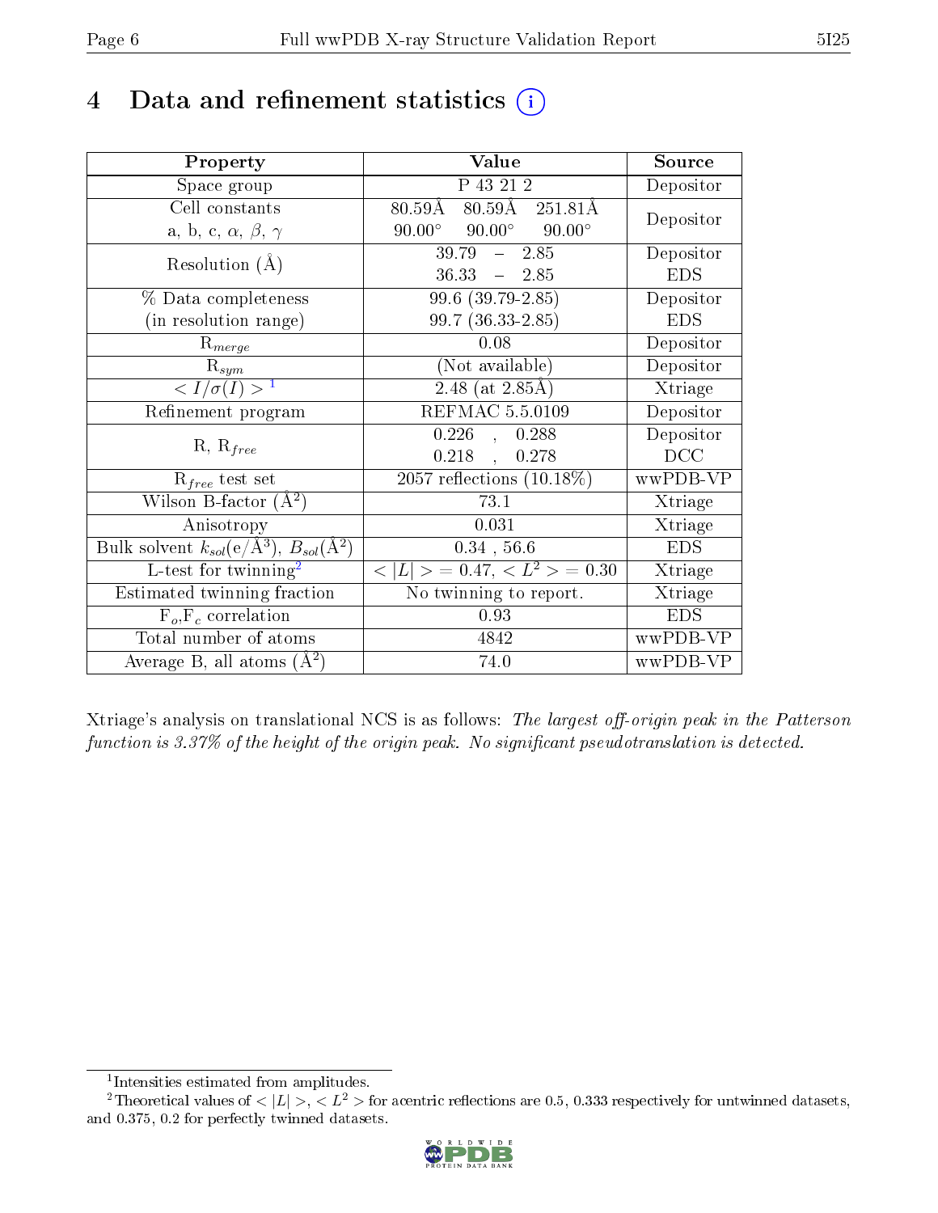# 4 Data and refinement statistics

| Property | Value | Source |
|---|---|---|
| Space group | P 43 21 2 | Depositor |
| Cell constants<br>a, b, c, $\alpha$, $\beta$, $\gamma$ | 80.59Å 80.59Å 251.81Å<br>90.00° 90.00° 90.00° | Depositor |
| Resolution (Å) | 39.79 – 2.85<br>36.33 – 2.85 | Depositor<br>EDS |
| % Data completeness<br>(in resolution range) | 99.6 (39.79-2.85)<br>99.7 (36.33-2.85) | Depositor<br>EDS |
| $R_{merge}$ | 0.08 | Depositor |
| $R_{sym}$ | (Not available) | Depositor |
| $< I/\sigma(I) >$ [1] | 2.48 (at 2.85Å) | Xtriage |
| Refinement program | REFMAC 5.5.0109 | Depositor |
| R, $R_{free}$ | 0.226 , 0.288<br>0.218 , 0.278 | Depositor<br>DCC |
| $R_{free}$ test set | 2057 reflections (10.18%) | wwPDB-VP |
| Wilson B-factor (Å$^2$) | 73.1 | Xtriage |
| Anisotropy | 0.031 | Xtriage |
| Bulk solvent $k_{sol}$(e/Å$^3$), $B_{sol}$(Å$^2$) | 0.34 , 56.6 | EDS |
| L-test for twinning[2] | $< \lvert L \rvert >$ = 0.47, $< L^2 >$ = 0.30 | Xtriage |
| Estimated twinning fraction | No twinning to report. | Xtriage |
| $F_o$,$F_c$ correlation | 0.93 | EDS |
| Total number of atoms | 4842 | wwPDB-VP |
| Average B, all atoms (Å$^2$) | 74.0 | wwPDB-VP |

Xtriage's analysis on translational NCS is as follows: *The largest off-origin peak in the Patterson function is 3.37% of the height of the origin peak. No significant pseudotranslation is detected.*

[1] Intensities estimated from amplitudes.

[2] Theoretical values of $< \lvert L \rvert >$, $< L^2 >$ for acentric reflections are 0.5, 0.333 respectively for untwinned datasets, and 0.375, 0.2 for perfectly twinned datasets.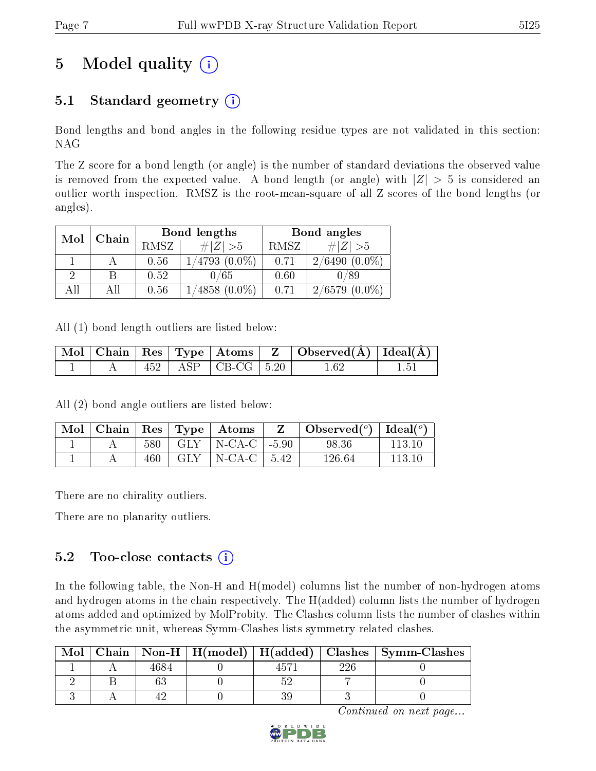# 5 Model quality

## 5.1 Standard geometry

Bond lengths and bond angles in the following residue types are not validated in this section: NAG

The Z score for a bond length (or angle) is the number of standard deviations the observed value is removed from the expected value. A bond length (or angle) with $|Z| > 5$ is considered an outlier worth inspection. RMSZ is the root-mean-square of all Z scores of the bond lengths (or angles).

| Mol | Chain | Bond lengths | | Bond angles | |
|---|---|---|---|---|---|
| | | RMSZ | $\#\|Z\| > 5$ | RMSZ | $\#\|Z\| > 5$ |
| 1 | A | 0.56 | 1/4793 (0.0%) | 0.71 | 2/6490 (0.0%) |
| 2 | B | 0.52 | 0/65 | 0.60 | 0/89 |
| All | All | 0.56 | 1/4858 (0.0%) | 0.71 | 2/6579 (0.0%) |

All (1) bond length outliers are listed below:

| Mol | Chain | Res | Type | Atoms | Z | Observed(Å) | Ideal(Å) |
|---|---|---|---|---|---|---|---|
| 1 | A | 452 | ASP | CB-CG | 5.20 | 1.62 | 1.51 |

All (2) bond angle outliers are listed below:

| Mol | Chain | Res | Type | Atoms | Z | Observed(°) | Ideal(°) |
|---|---|---|---|---|---|---|---|
| 1 | A | 580 | GLY | N-CA-C | -5.90 | 98.36 | 113.10 |
| 1 | A | 460 | GLY | N-CA-C | 5.42 | 126.64 | 113.10 |

There are no chirality outliers.

There are no planarity outliers.

## 5.2 Too-close contacts

In the following table, the Non-H and H(model) columns list the number of non-hydrogen atoms and hydrogen atoms in the chain respectively. The H(added) column lists the number of hydrogen atoms added and optimized by MolProbity. The Clashes column lists the number of clashes within the asymmetric unit, whereas Symm-Clashes lists symmetry related clashes.

| Mol | Chain | Non-H | H(model) | H(added) | Clashes | Symm-Clashes |
|---|---|---|---|---|---|---|
| 1 | A | 4684 | 0 | 4571 | 226 | 0 |
| 2 | B | 63 | 0 | 52 | 7 | 0 |
| 3 | A | 42 | 0 | 39 | 3 | 0 |

*Continued on next page...*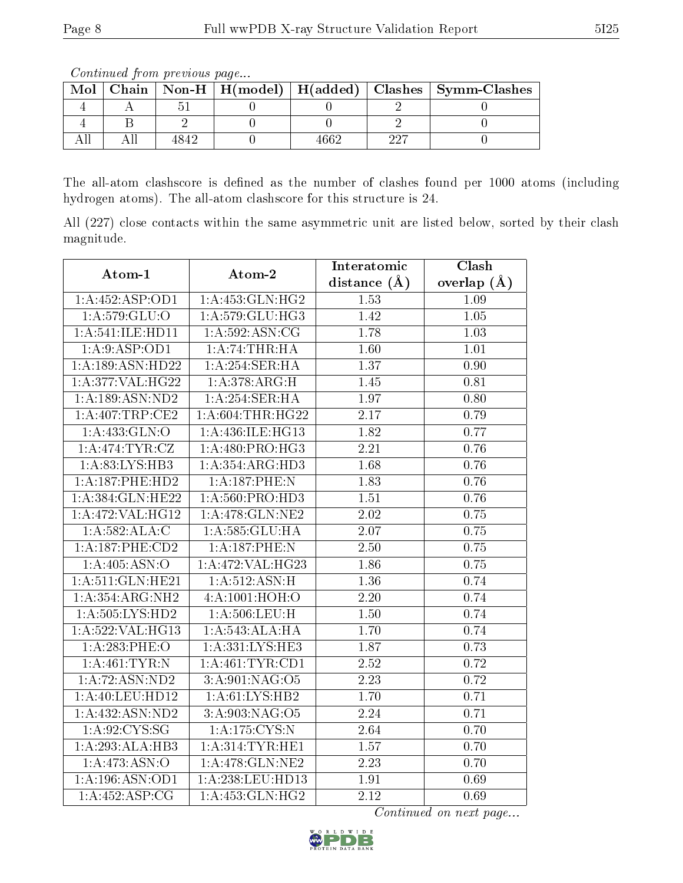*Continued from previous page...*

| Mol | Chain | Non-H | H(model) | H(added) | Clashes | Symm-Clashes |
|---|---|---|---|---|---|---|
| 4 | A | 51 | 0 | 0 | 2 | 0 |
| 4 | B | 2 | 0 | 0 | 2 | 0 |
| All | All | 4842 | 0 | 4662 | 227 | 0 |

The all-atom clashscore is defined as the number of clashes found per 1000 atoms (including hydrogen atoms). The all-atom clashscore for this structure is 24.

All (227) close contacts within the same asymmetric unit are listed below, sorted by their clash magnitude.

| Atom-1 | Atom-2 | Interatomic distance (Å) | Clash overlap (Å) |
|---|---|---|---|
| 1:A:452:ASP:OD1 | 1:A:453:GLN:HG2 | 1.53 | 1.09 |
| 1:A:579:GLU:O | 1:A:579:GLU:HG3 | 1.42 | 1.05 |
| 1:A:541:ILE:HD11 | 1:A:592:ASN:CG | 1.78 | 1.03 |
| 1:A:9:ASP:OD1 | 1:A:74:THR:HA | 1.60 | 1.01 |
| 1:A:189:ASN:HD22 | 1:A:254:SER:HA | 1.37 | 0.90 |
| 1:A:377:VAL:HG22 | 1:A:378:ARG:H | 1.45 | 0.81 |
| 1:A:189:ASN:ND2 | 1:A:254:SER:HA | 1.97 | 0.80 |
| 1:A:407:TRP:CE2 | 1:A:604:THR:HG22 | 2.17 | 0.79 |
| 1:A:433:GLN:O | 1:A:436:ILE:HG13 | 1.82 | 0.77 |
| 1:A:474:TYR:CZ | 1:A:480:PRO:HG3 | 2.21 | 0.76 |
| 1:A:83:LYS:HB3 | 1:A:354:ARG:HD3 | 1.68 | 0.76 |
| 1:A:187:PHE:HD2 | 1:A:187:PHE:N | 1.83 | 0.76 |
| 1:A:384:GLN:HE22 | 1:A:560:PRO:HD3 | 1.51 | 0.76 |
| 1:A:472:VAL:HG12 | 1:A:478:GLN:NE2 | 2.02 | 0.75 |
| 1:A:582:ALA:C | 1:A:585:GLU:HA | 2.07 | 0.75 |
| 1:A:187:PHE:CD2 | 1:A:187:PHE:N | 2.50 | 0.75 |
| 1:A:405:ASN:O | 1:A:472:VAL:HG23 | 1.86 | 0.75 |
| 1:A:511:GLN:HE21 | 1:A:512:ASN:H | 1.36 | 0.74 |
| 1:A:354:ARG:NH2 | 4:A:1001:HOH:O | 2.20 | 0.74 |
| 1:A:505:LYS:HD2 | 1:A:506:LEU:H | 1.50 | 0.74 |
| 1:A:522:VAL:HG13 | 1:A:543:ALA:HA | 1.70 | 0.74 |
| 1:A:283:PHE:O | 1:A:331:LYS:HE3 | 1.87 | 0.73 |
| 1:A:461:TYR:N | 1:A:461:TYR:CD1 | 2.52 | 0.72 |
| 1:A:72:ASN:ND2 | 3:A:901:NAG:O5 | 2.23 | 0.72 |
| 1:A:40:LEU:HD12 | 1:A:61:LYS:HB2 | 1.70 | 0.71 |
| 1:A:432:ASN:ND2 | 3:A:903:NAG:O5 | 2.24 | 0.71 |
| 1:A:92:CYS:SG | 1:A:175:CYS:N | 2.64 | 0.70 |
| 1:A:293:ALA:HB3 | 1:A:314:TYR:HE1 | 1.57 | 0.70 |
| 1:A:473:ASN:O | 1:A:478:GLN:NE2 | 2.23 | 0.70 |
| 1:A:196:ASN:OD1 | 1:A:238:LEU:HD13 | 1.91 | 0.69 |
| 1:A:452:ASP:CG | 1:A:453:GLN:HG2 | 2.12 | 0.69 |

*Continued on next page...*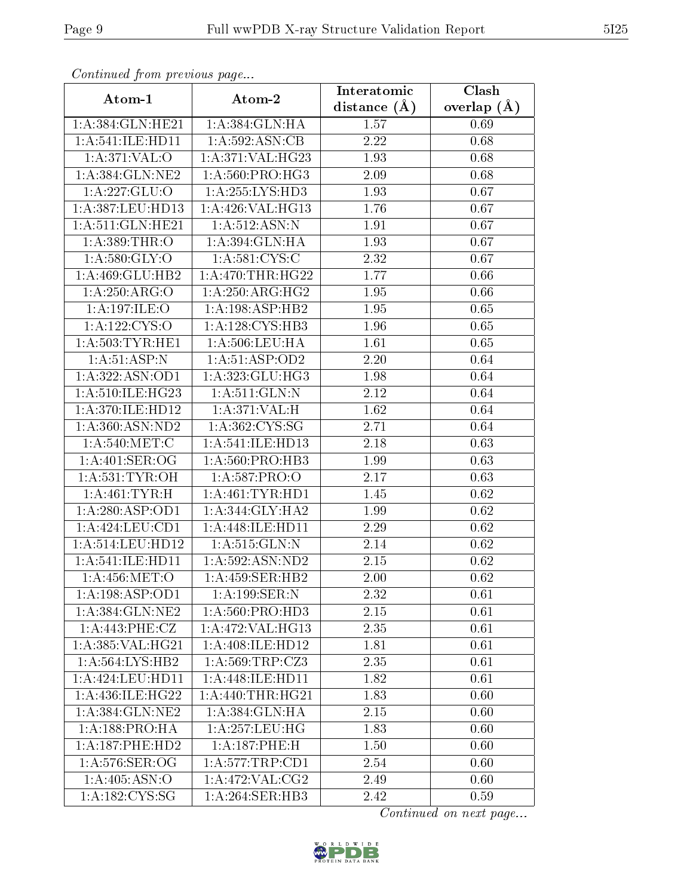*Continued from previous page...*

| Atom-1 | Atom-2 | Interatomic distance (Å) | Clash overlap (Å) |
|---|---|---|---|
| 1:A:384:GLN:HE21 | 1:A:384:GLN:HA | 1.57 | 0.69 |
| 1:A:541:ILE:HD11 | 1:A:592:ASN:CB | 2.22 | 0.68 |
| 1:A:371:VAL:O | 1:A:371:VAL:HG23 | 1.93 | 0.68 |
| 1:A:384:GLN:NE2 | 1:A:560:PRO:HG3 | 2.09 | 0.68 |
| 1:A:227:GLU:O | 1:A:255:LYS:HD3 | 1.93 | 0.67 |
| 1:A:387:LEU:HD13 | 1:A:426:VAL:HG13 | 1.76 | 0.67 |
| 1:A:511:GLN:HE21 | 1:A:512:ASN:N | 1.91 | 0.67 |
| 1:A:389:THR:O | 1:A:394:GLN:HA | 1.93 | 0.67 |
| 1:A:580:GLY:O | 1:A:581:CYS:C | 2.32 | 0.67 |
| 1:A:469:GLU:HB2 | 1:A:470:THR:HG22 | 1.77 | 0.66 |
| 1:A:250:ARG:O | 1:A:250:ARG:HG2 | 1.95 | 0.66 |
| 1:A:197:ILE:O | 1:A:198:ASP:HB2 | 1.95 | 0.65 |
| 1:A:122:CYS:O | 1:A:128:CYS:HB3 | 1.96 | 0.65 |
| 1:A:503:TYR:HE1 | 1:A:506:LEU:HA | 1.61 | 0.65 |
| 1:A:51:ASP:N | 1:A:51:ASP:OD2 | 2.20 | 0.64 |
| 1:A:322:ASN:OD1 | 1:A:323:GLU:HG3 | 1.98 | 0.64 |
| 1:A:510:ILE:HG23 | 1:A:511:GLN:N | 2.12 | 0.64 |
| 1:A:370:ILE:HD12 | 1:A:371:VAL:H | 1.62 | 0.64 |
| 1:A:360:ASN:ND2 | 1:A:362:CYS:SG | 2.71 | 0.64 |
| 1:A:540:MET:C | 1:A:541:ILE:HD13 | 2.18 | 0.63 |
| 1:A:401:SER:OG | 1:A:560:PRO:HB3 | 1.99 | 0.63 |
| 1:A:531:TYR:OH | 1:A:587:PRO:O | 2.17 | 0.63 |
| 1:A:461:TYR:H | 1:A:461:TYR:HD1 | 1.45 | 0.62 |
| 1:A:280:ASP:OD1 | 1:A:344:GLY:HA2 | 1.99 | 0.62 |
| 1:A:424:LEU:CD1 | 1:A:448:ILE:HD11 | 2.29 | 0.62 |
| 1:A:514:LEU:HD12 | 1:A:515:GLN:N | 2.14 | 0.62 |
| 1:A:541:ILE:HD11 | 1:A:592:ASN:ND2 | 2.15 | 0.62 |
| 1:A:456:MET:O | 1:A:459:SER:HB2 | 2.00 | 0.62 |
| 1:A:198:ASP:OD1 | 1:A:199:SER:N | 2.32 | 0.61 |
| 1:A:384:GLN:NE2 | 1:A:560:PRO:HD3 | 2.15 | 0.61 |
| 1:A:443:PHE:CZ | 1:A:472:VAL:HG13 | 2.35 | 0.61 |
| 1:A:385:VAL:HG21 | 1:A:408:ILE:HD12 | 1.81 | 0.61 |
| 1:A:564:LYS:HB2 | 1:A:569:TRP:CZ3 | 2.35 | 0.61 |
| 1:A:424:LEU:HD11 | 1:A:448:ILE:HD11 | 1.82 | 0.61 |
| 1:A:436:ILE:HG22 | 1:A:440:THR:HG21 | 1.83 | 0.60 |
| 1:A:384:GLN:NE2 | 1:A:384:GLN:HA | 2.15 | 0.60 |
| 1:A:188:PRO:HA | 1:A:257:LEU:HG | 1.83 | 0.60 |
| 1:A:187:PHE:HD2 | 1:A:187:PHE:H | 1.50 | 0.60 |
| 1:A:576:SER:OG | 1:A:577:TRP:CD1 | 2.54 | 0.60 |
| 1:A:405:ASN:O | 1:A:472:VAL:CG2 | 2.49 | 0.60 |
| 1:A:182:CYS:SG | 1:A:264:SER:HB3 | 2.42 | 0.59 |

*Continued on next page...*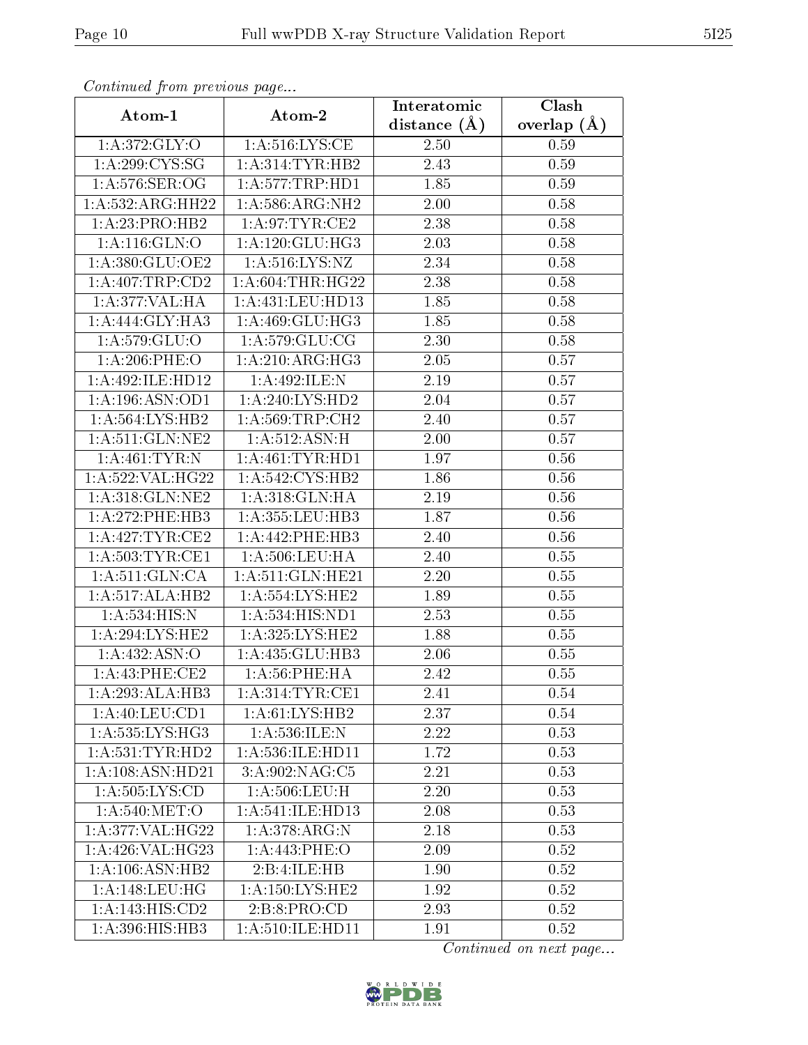*Continued from previous page...*

| Atom-1 | Atom-2 | Interatomic distance (Å) | Clash overlap (Å) |
|---|---|---|---|
| 1:A:372:GLY:O | 1:A:516:LYS:CE | 2.50 | 0.59 |
| 1:A:299:CYS:SG | 1:A:314:TYR:HB2 | 2.43 | 0.59 |
| 1:A:576:SER:OG | 1:A:577:TRP:HD1 | 1.85 | 0.59 |
| 1:A:532:ARG:HH22 | 1:A:586:ARG:NH2 | 2.00 | 0.58 |
| 1:A:23:PRO:HB2 | 1:A:97:TYR:CE2 | 2.38 | 0.58 |
| 1:A:116:GLN:O | 1:A:120:GLU:HG3 | 2.03 | 0.58 |
| 1:A:380:GLU:OE2 | 1:A:516:LYS:NZ | 2.34 | 0.58 |
| 1:A:407:TRP:CD2 | 1:A:604:THR:HG22 | 2.38 | 0.58 |
| 1:A:377:VAL:HA | 1:A:431:LEU:HD13 | 1.85 | 0.58 |
| 1:A:444:GLY:HA3 | 1:A:469:GLU:HG3 | 1.85 | 0.58 |
| 1:A:579:GLU:O | 1:A:579:GLU:CG | 2.30 | 0.58 |
| 1:A:206:PHE:O | 1:A:210:ARG:HG3 | 2.05 | 0.57 |
| 1:A:492:ILE:HD12 | 1:A:492:ILE:N | 2.19 | 0.57 |
| 1:A:196:ASN:OD1 | 1:A:240:LYS:HD2 | 2.04 | 0.57 |
| 1:A:564:LYS:HB2 | 1:A:569:TRP:CH2 | 2.40 | 0.57 |
| 1:A:511:GLN:NE2 | 1:A:512:ASN:H | 2.00 | 0.57 |
| 1:A:461:TYR:N | 1:A:461:TYR:HD1 | 1.97 | 0.56 |
| 1:A:522:VAL:HG22 | 1:A:542:CYS:HB2 | 1.86 | 0.56 |
| 1:A:318:GLN:NE2 | 1:A:318:GLN:HA | 2.19 | 0.56 |
| 1:A:272:PHE:HB3 | 1:A:355:LEU:HB3 | 1.87 | 0.56 |
| 1:A:427:TYR:CE2 | 1:A:442:PHE:HB3 | 2.40 | 0.56 |
| 1:A:503:TYR:CE1 | 1:A:506:LEU:HA | 2.40 | 0.55 |
| 1:A:511:GLN:CA | 1:A:511:GLN:HE21 | 2.20 | 0.55 |
| 1:A:517:ALA:HB2 | 1:A:554:LYS:HE2 | 1.89 | 0.55 |
| 1:A:534:HIS:N | 1:A:534:HIS:ND1 | 2.53 | 0.55 |
| 1:A:294:LYS:HE2 | 1:A:325:LYS:HE2 | 1.88 | 0.55 |
| 1:A:432:ASN:O | 1:A:435:GLU:HB3 | 2.06 | 0.55 |
| 1:A:43:PHE:CE2 | 1:A:56:PHE:HA | 2.42 | 0.55 |
| 1:A:293:ALA:HB3 | 1:A:314:TYR:CE1 | 2.41 | 0.54 |
| 1:A:40:LEU:CD1 | 1:A:61:LYS:HB2 | 2.37 | 0.54 |
| 1:A:535:LYS:HG3 | 1:A:536:ILE:N | 2.22 | 0.53 |
| 1:A:531:TYR:HD2 | 1:A:536:ILE:HD11 | 1.72 | 0.53 |
| 1:A:108:ASN:HD21 | 3:A:902:NAG:C5 | 2.21 | 0.53 |
| 1:A:505:LYS:CD | 1:A:506:LEU:H | 2.20 | 0.53 |
| 1:A:540:MET:O | 1:A:541:ILE:HD13 | 2.08 | 0.53 |
| 1:A:377:VAL:HG22 | 1:A:378:ARG:N | 2.18 | 0.53 |
| 1:A:426:VAL:HG23 | 1:A:443:PHE:O | 2.09 | 0.52 |
| 1:A:106:ASN:HB2 | 2:B:4:ILE:HB | 1.90 | 0.52 |
| 1:A:148:LEU:HG | 1:A:150:LYS:HE2 | 1.92 | 0.52 |
| 1:A:143:HIS:CD2 | 2:B:8:PRO:CD | 2.93 | 0.52 |
| 1:A:396:HIS:HB3 | 1:A:510:ILE:HD11 | 1.91 | 0.52 |

*Continued on next page...*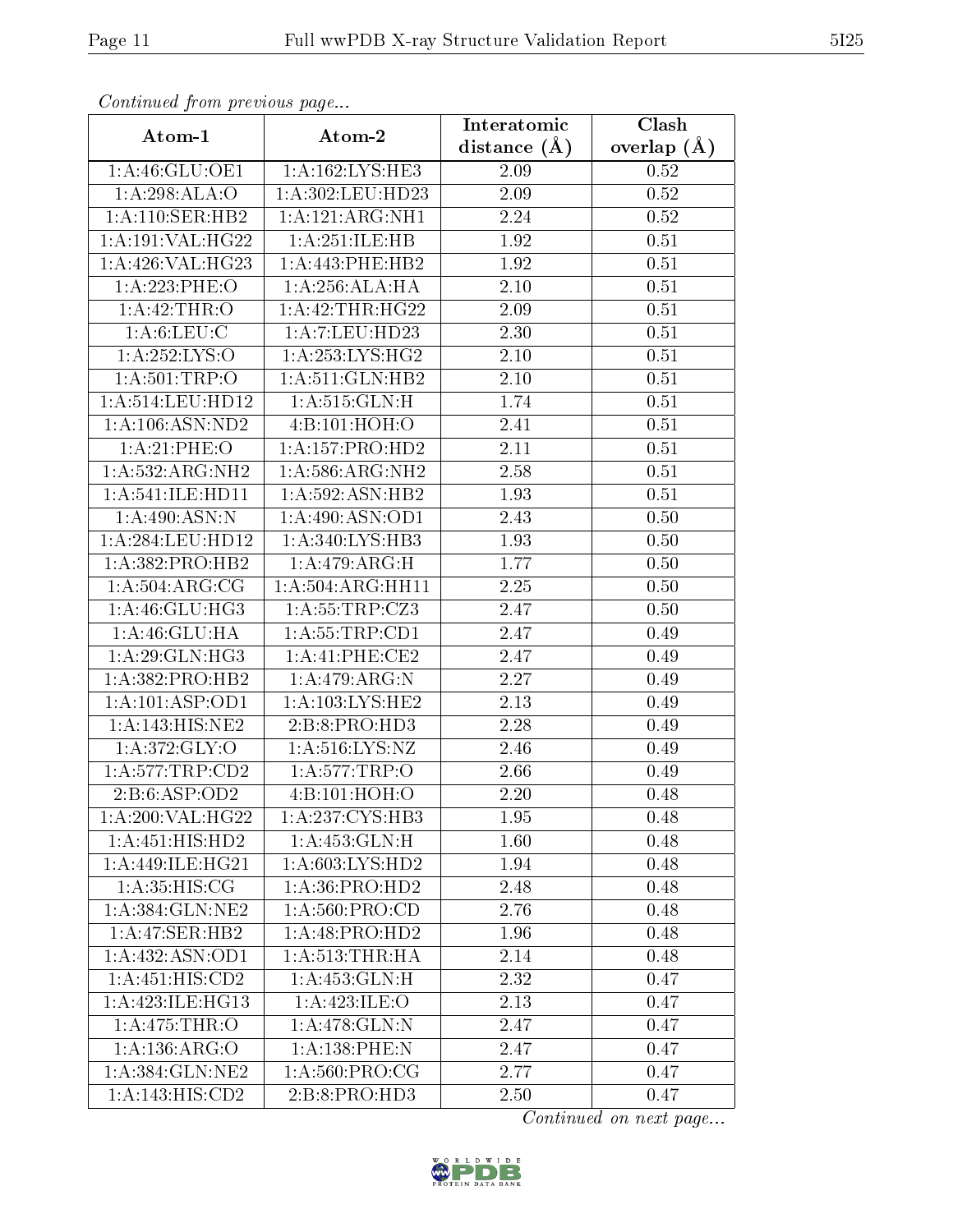*Continued from previous page...*

| Atom-1 | Atom-2 | Interatomic distance (Å) | Clash overlap (Å) |
|---|---|---|---|
| 1:A:46:GLU:OE1 | 1:A:162:LYS:HE3 | 2.09 | 0.52 |
| 1:A:298:ALA:O | 1:A:302:LEU:HD23 | 2.09 | 0.52 |
| 1:A:110:SER:HB2 | 1:A:121:ARG:NH1 | 2.24 | 0.52 |
| 1:A:191:VAL:HG22 | 1:A:251:ILE:HB | 1.92 | 0.51 |
| 1:A:426:VAL:HG23 | 1:A:443:PHE:HB2 | 1.92 | 0.51 |
| 1:A:223:PHE:O | 1:A:256:ALA:HA | 2.10 | 0.51 |
| 1:A:42:THR:O | 1:A:42:THR:HG22 | 2.09 | 0.51 |
| 1:A:6:LEU:C | 1:A:7:LEU:HD23 | 2.30 | 0.51 |
| 1:A:252:LYS:O | 1:A:253:LYS:HG2 | 2.10 | 0.51 |
| 1:A:501:TRP:O | 1:A:511:GLN:HB2 | 2.10 | 0.51 |
| 1:A:514:LEU:HD12 | 1:A:515:GLN:H | 1.74 | 0.51 |
| 1:A:106:ASN:ND2 | 4:B:101:HOH:O | 2.41 | 0.51 |
| 1:A:21:PHE:O | 1:A:157:PRO:HD2 | 2.11 | 0.51 |
| 1:A:532:ARG:NH2 | 1:A:586:ARG:NH2 | 2.58 | 0.51 |
| 1:A:541:ILE:HD11 | 1:A:592:ASN:HB2 | 1.93 | 0.51 |
| 1:A:490:ASN:N | 1:A:490:ASN:OD1 | 2.43 | 0.50 |
| 1:A:284:LEU:HD12 | 1:A:340:LYS:HB3 | 1.93 | 0.50 |
| 1:A:382:PRO:HB2 | 1:A:479:ARG:H | 1.77 | 0.50 |
| 1:A:504:ARG:CG | 1:A:504:ARG:HH11 | 2.25 | 0.50 |
| 1:A:46:GLU:HG3 | 1:A:55:TRP:CZ3 | 2.47 | 0.50 |
| 1:A:46:GLU:HA | 1:A:55:TRP:CD1 | 2.47 | 0.49 |
| 1:A:29:GLN:HG3 | 1:A:41:PHE:CE2 | 2.47 | 0.49 |
| 1:A:382:PRO:HB2 | 1:A:479:ARG:N | 2.27 | 0.49 |
| 1:A:101:ASP:OD1 | 1:A:103:LYS:HE2 | 2.13 | 0.49 |
| 1:A:143:HIS:NE2 | 2:B:8:PRO:HD3 | 2.28 | 0.49 |
| 1:A:372:GLY:O | 1:A:516:LYS:NZ | 2.46 | 0.49 |
| 1:A:577:TRP:CD2 | 1:A:577:TRP:O | 2.66 | 0.49 |
| 2:B:6:ASP:OD2 | 4:B:101:HOH:O | 2.20 | 0.48 |
| 1:A:200:VAL:HG22 | 1:A:237:CYS:HB3 | 1.95 | 0.48 |
| 1:A:451:HIS:HD2 | 1:A:453:GLN:H | 1.60 | 0.48 |
| 1:A:449:ILE:HG21 | 1:A:603:LYS:HD2 | 1.94 | 0.48 |
| 1:A:35:HIS:CG | 1:A:36:PRO:HD2 | 2.48 | 0.48 |
| 1:A:384:GLN:NE2 | 1:A:560:PRO:CD | 2.76 | 0.48 |
| 1:A:47:SER:HB2 | 1:A:48:PRO:HD2 | 1.96 | 0.48 |
| 1:A:432:ASN:OD1 | 1:A:513:THR:HA | 2.14 | 0.48 |
| 1:A:451:HIS:CD2 | 1:A:453:GLN:H | 2.32 | 0.47 |
| 1:A:423:ILE:HG13 | 1:A:423:ILE:O | 2.13 | 0.47 |
| 1:A:475:THR:O | 1:A:478:GLN:N | 2.47 | 0.47 |
| 1:A:136:ARG:O | 1:A:138:PHE:N | 2.47 | 0.47 |
| 1:A:384:GLN:NE2 | 1:A:560:PRO:CG | 2.77 | 0.47 |
| 1:A:143:HIS:CD2 | 2:B:8:PRO:HD3 | 2.50 | 0.47 |

*Continued on next page...*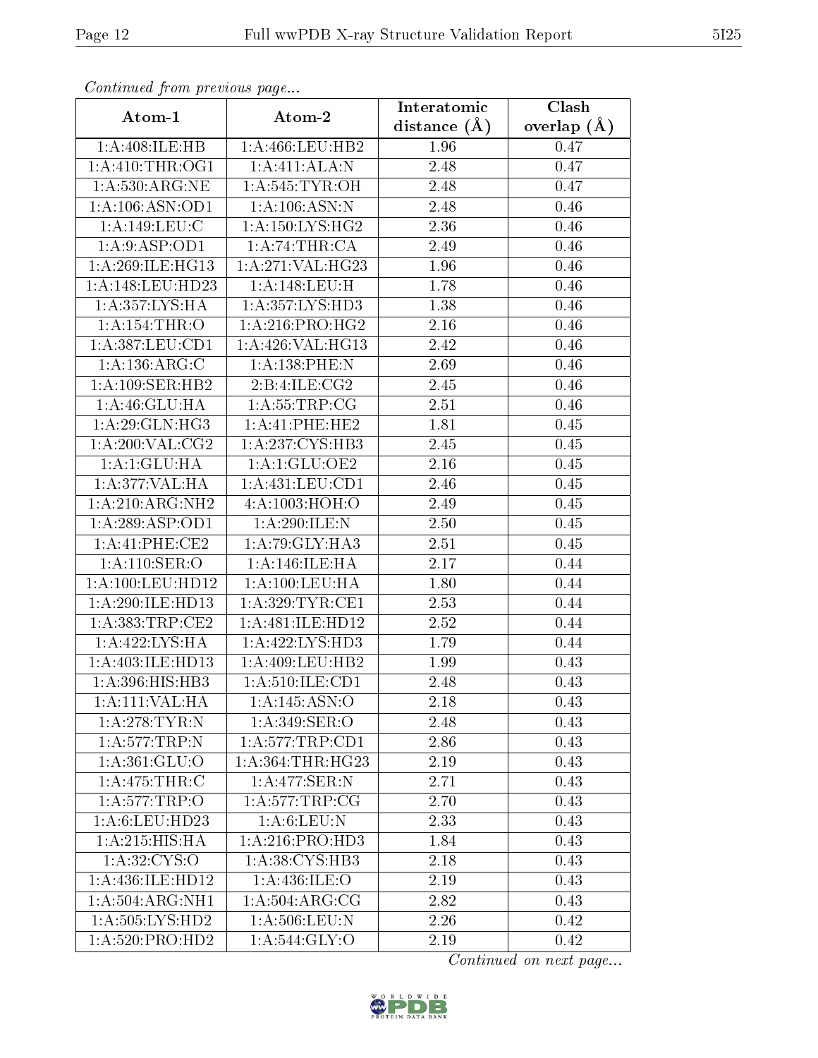*Continued from previous page...*

| Atom-1 | Atom-2 | Interatomic distance (Å) | Clash overlap (Å) |
|---|---|---|---|
| 1:A:408:ILE:HB | 1:A:466:LEU:HB2 | 1.96 | 0.47 |
| 1:A:410:THR:OG1 | 1:A:411:ALA:N | 2.48 | 0.47 |
| 1:A:530:ARG:NE | 1:A:545:TYR:OH | 2.48 | 0.47 |
| 1:A:106:ASN:OD1 | 1:A:106:ASN:N | 2.48 | 0.46 |
| 1:A:149:LEU:C | 1:A:150:LYS:HG2 | 2.36 | 0.46 |
| 1:A:9:ASP:OD1 | 1:A:74:THR:CA | 2.49 | 0.46 |
| 1:A:269:ILE:HG13 | 1:A:271:VAL:HG23 | 1.96 | 0.46 |
| 1:A:148:LEU:HD23 | 1:A:148:LEU:H | 1.78 | 0.46 |
| 1:A:357:LYS:HA | 1:A:357:LYS:HD3 | 1.38 | 0.46 |
| 1:A:154:THR:O | 1:A:216:PRO:HG2 | 2.16 | 0.46 |
| 1:A:387:LEU:CD1 | 1:A:426:VAL:HG13 | 2.42 | 0.46 |
| 1:A:136:ARG:C | 1:A:138:PHE:N | 2.69 | 0.46 |
| 1:A:109:SER:HB2 | 2:B:4:ILE:CG2 | 2.45 | 0.46 |
| 1:A:46:GLU:HA | 1:A:55:TRP:CG | 2.51 | 0.46 |
| 1:A:29:GLN:HG3 | 1:A:41:PHE:HE2 | 1.81 | 0.45 |
| 1:A:200:VAL:CG2 | 1:A:237:CYS:HB3 | 2.45 | 0.45 |
| 1:A:1:GLU:HA | 1:A:1:GLU:OE2 | 2.16 | 0.45 |
| 1:A:377:VAL:HA | 1:A:431:LEU:CD1 | 2.46 | 0.45 |
| 1:A:210:ARG:NH2 | 4:A:1003:HOH:O | 2.49 | 0.45 |
| 1:A:289:ASP:OD1 | 1:A:290:ILE:N | 2.50 | 0.45 |
| 1:A:41:PHE:CE2 | 1:A:79:GLY:HA3 | 2.51 | 0.45 |
| 1:A:110:SER:O | 1:A:146:ILE:HA | 2.17 | 0.44 |
| 1:A:100:LEU:HD12 | 1:A:100:LEU:HA | 1.80 | 0.44 |
| 1:A:290:ILE:HD13 | 1:A:329:TYR:CE1 | 2.53 | 0.44 |
| 1:A:383:TRP:CE2 | 1:A:481:ILE:HD12 | 2.52 | 0.44 |
| 1:A:422:LYS:HA | 1:A:422:LYS:HD3 | 1.79 | 0.44 |
| 1:A:403:ILE:HD13 | 1:A:409:LEU:HB2 | 1.99 | 0.43 |
| 1:A:396:HIS:HB3 | 1:A:510:ILE:CD1 | 2.48 | 0.43 |
| 1:A:111:VAL:HA | 1:A:145:ASN:O | 2.18 | 0.43 |
| 1:A:278:TYR:N | 1:A:349:SER:O | 2.48 | 0.43 |
| 1:A:577:TRP:N | 1:A:577:TRP:CD1 | 2.86 | 0.43 |
| 1:A:361:GLU:O | 1:A:364:THR:HG23 | 2.19 | 0.43 |
| 1:A:475:THR:C | 1:A:477:SER:N | 2.71 | 0.43 |
| 1:A:577:TRP:O | 1:A:577:TRP:CG | 2.70 | 0.43 |
| 1:A:6:LEU:HD23 | 1:A:6:LEU:N | 2.33 | 0.43 |
| 1:A:215:HIS:HA | 1:A:216:PRO:HD3 | 1.84 | 0.43 |
| 1:A:32:CYS:O | 1:A:38:CYS:HB3 | 2.18 | 0.43 |
| 1:A:436:ILE:HD12 | 1:A:436:ILE:O | 2.19 | 0.43 |
| 1:A:504:ARG:NH1 | 1:A:504:ARG:CG | 2.82 | 0.43 |
| 1:A:505:LYS:HD2 | 1:A:506:LEU:N | 2.26 | 0.42 |
| 1:A:520:PRO:HD2 | 1:A:544:GLY:O | 2.19 | 0.42 |

*Continued on next page...*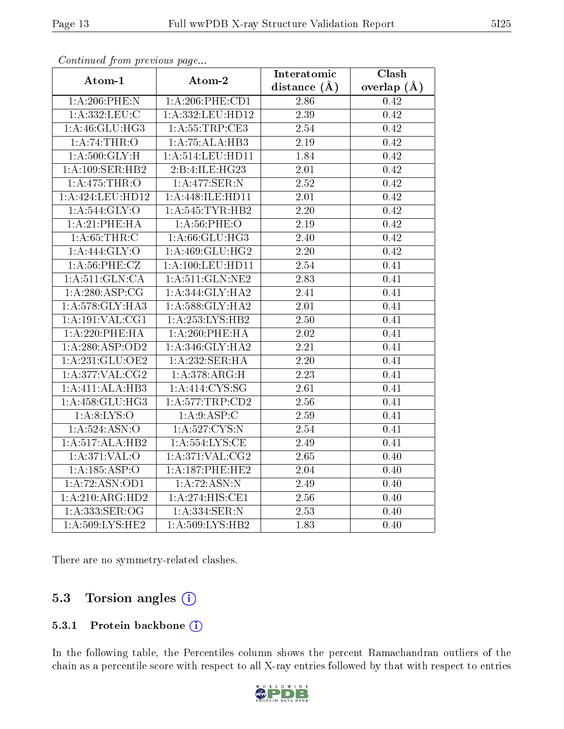*Continued from previous page...*

| Atom-1 | Atom-2 | Interatomic distance (Å) | Clash overlap (Å) |
|---|---|---|---|
| 1:A:206:PHE:N | 1:A:206:PHE:CD1 | 2.86 | 0.42 |
| 1:A:332:LEU:C | 1:A:332:LEU:HD12 | 2.39 | 0.42 |
| 1:A:46:GLU:HG3 | 1:A:55:TRP:CE3 | 2.54 | 0.42 |
| 1:A:74:THR:O | 1:A:75:ALA:HB3 | 2.19 | 0.42 |
| 1:A:500:GLY:H | 1:A:514:LEU:HD11 | 1.84 | 0.42 |
| 1:A:109:SER:HB2 | 2:B:4:ILE:HG23 | 2.01 | 0.42 |
| 1:A:475:THR:O | 1:A:477:SER:N | 2.52 | 0.42 |
| 1:A:424:LEU:HD12 | 1:A:448:ILE:HD11 | 2.01 | 0.42 |
| 1:A:544:GLY:O | 1:A:545:TYR:HB2 | 2.20 | 0.42 |
| 1:A:21:PHE:HA | 1:A:56:PHE:O | 2.19 | 0.42 |
| 1:A:65:THR:C | 1:A:66:GLU:HG3 | 2.40 | 0.42 |
| 1:A:444:GLY:O | 1:A:469:GLU:HG2 | 2.20 | 0.42 |
| 1:A:56:PHE:CZ | 1:A:100:LEU:HD11 | 2.54 | 0.41 |
| 1:A:511:GLN:CA | 1:A:511:GLN:NE2 | 2.83 | 0.41 |
| 1:A:280:ASP:CG | 1:A:344:GLY:HA2 | 2.41 | 0.41 |
| 1:A:578:GLY:HA3 | 1:A:588:GLY:HA2 | 2.01 | 0.41 |
| 1:A:191:VAL:CG1 | 1:A:253:LYS:HB2 | 2.50 | 0.41 |
| 1:A:220:PHE:HA | 1:A:260:PHE:HA | 2.02 | 0.41 |
| 1:A:280:ASP:OD2 | 1:A:346:GLY:HA2 | 2.21 | 0.41 |
| 1:A:231:GLU:OE2 | 1:A:232:SER:HA | 2.20 | 0.41 |
| 1:A:377:VAL:CG2 | 1:A:378:ARG:H | 2.23 | 0.41 |
| 1:A:411:ALA:HB3 | 1:A:414:CYS:SG | 2.61 | 0.41 |
| 1:A:458:GLU:HG3 | 1:A:577:TRP:CD2 | 2.56 | 0.41 |
| 1:A:8:LYS:O | 1:A:9:ASP:C | 2.59 | 0.41 |
| 1:A:524:ASN:O | 1:A:527:CYS:N | 2.54 | 0.41 |
| 1:A:517:ALA:HB2 | 1:A:554:LYS:CE | 2.49 | 0.41 |
| 1:A:371:VAL:O | 1:A:371:VAL:CG2 | 2.65 | 0.40 |
| 1:A:185:ASP:O | 1:A:187:PHE:HE2 | 2.04 | 0.40 |
| 1:A:72:ASN:OD1 | 1:A:72:ASN:N | 2.49 | 0.40 |
| 1:A:210:ARG:HD2 | 1:A:274:HIS:CE1 | 2.56 | 0.40 |
| 1:A:333:SER:OG | 1:A:334:SER:N | 2.53 | 0.40 |
| 1:A:509:LYS:HE2 | 1:A:509:LYS:HB2 | 1.83 | 0.40 |

There are no symmetry-related clashes.

## 5.3 Torsion angles

### 5.3.1 Protein backbone

In the following table, the Percentiles column shows the percent Ramachandran outliers of the chain as a percentile score with respect to all X-ray entries followed by that with respect to entries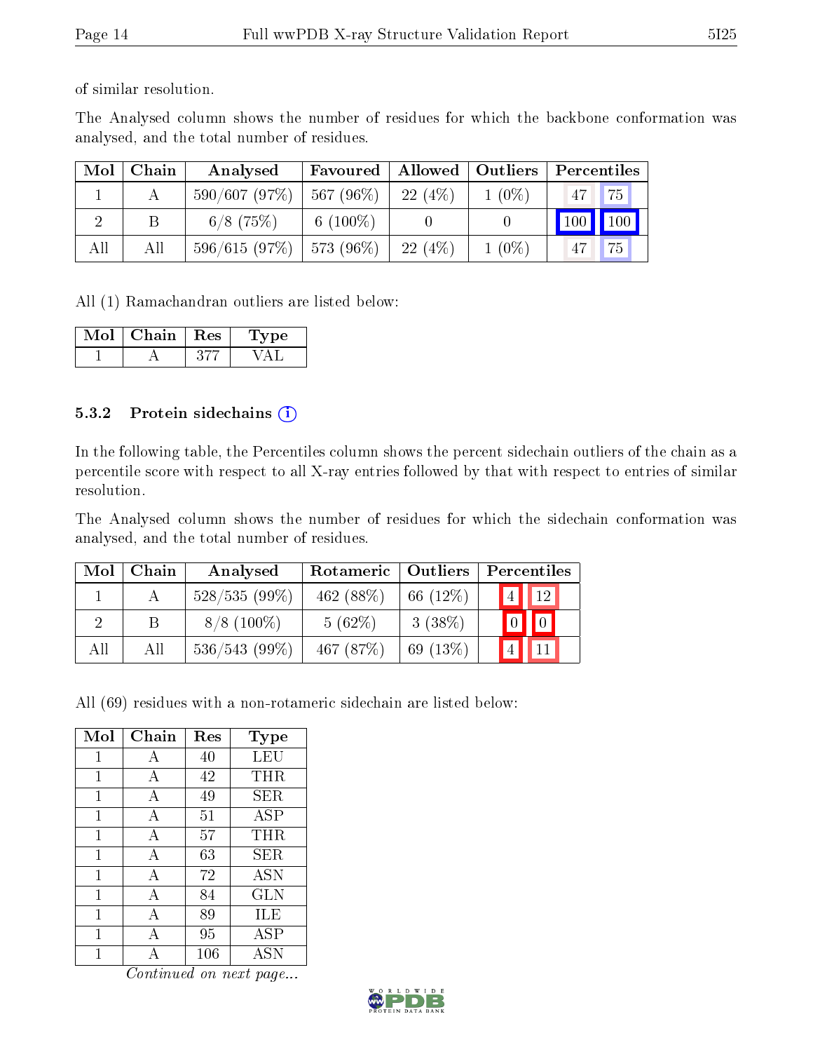of similar resolution.

The Analysed column shows the number of residues for which the backbone conformation was analysed, and the total number of residues.

| Mol | Chain | Analysed | Favoured | Allowed | Outliers | Percentiles | |
|---|---|---|---|---|---|---|---|
| 1 | A | 590/607 (97%) | 567 (96%) | 22 (4%) | 1 (0%) | 47 | 75 |
| 2 | B | 6/8 (75%) | 6 (100%) | 0 | 0 | 100 | 100 |
| All | All | 596/615 (97%) | 573 (96%) | 22 (4%) | 1 (0%) | 47 | 75 |

All (1) Ramachandran outliers are listed below:

| Mol | Chain | Res | Type |
|---|---|---|---|
| 1 | A | 377 | VAL |

### 5.3.2 Protein sidechains

In the following table, the Percentiles column shows the percent sidechain outliers of the chain as a percentile score with respect to all X-ray entries followed by that with respect to entries of similar resolution.

The Analysed column shows the number of residues for which the sidechain conformation was analysed, and the total number of residues.

| Mol | Chain | Analysed | Rotameric | Outliers | Percentiles | |
|---|---|---|---|---|---|---|
| 1 | A | 528/535 (99%) | 462 (88%) | 66 (12%) | 4 | 12 |
| 2 | B | 8/8 (100%) | 5 (62%) | 3 (38%) | 0 | 0 |
| All | All | 536/543 (99%) | 467 (87%) | 69 (13%) | 4 | 11 |

All (69) residues with a non-rotameric sidechain are listed below:

| Mol | Chain | Res | Type |
|---|---|---|---|
| 1 | A | 40 | LEU |
| 1 | A | 42 | THR |
| 1 | A | 49 | SER |
| 1 | A | 51 | ASP |
| 1 | A | 57 | THR |
| 1 | A | 63 | SER |
| 1 | A | 72 | ASN |
| 1 | A | 84 | GLN |
| 1 | A | 89 | ILE |
| 1 | A | 95 | ASP |
| 1 | A | 106 | ASN |

*Continued on next page...*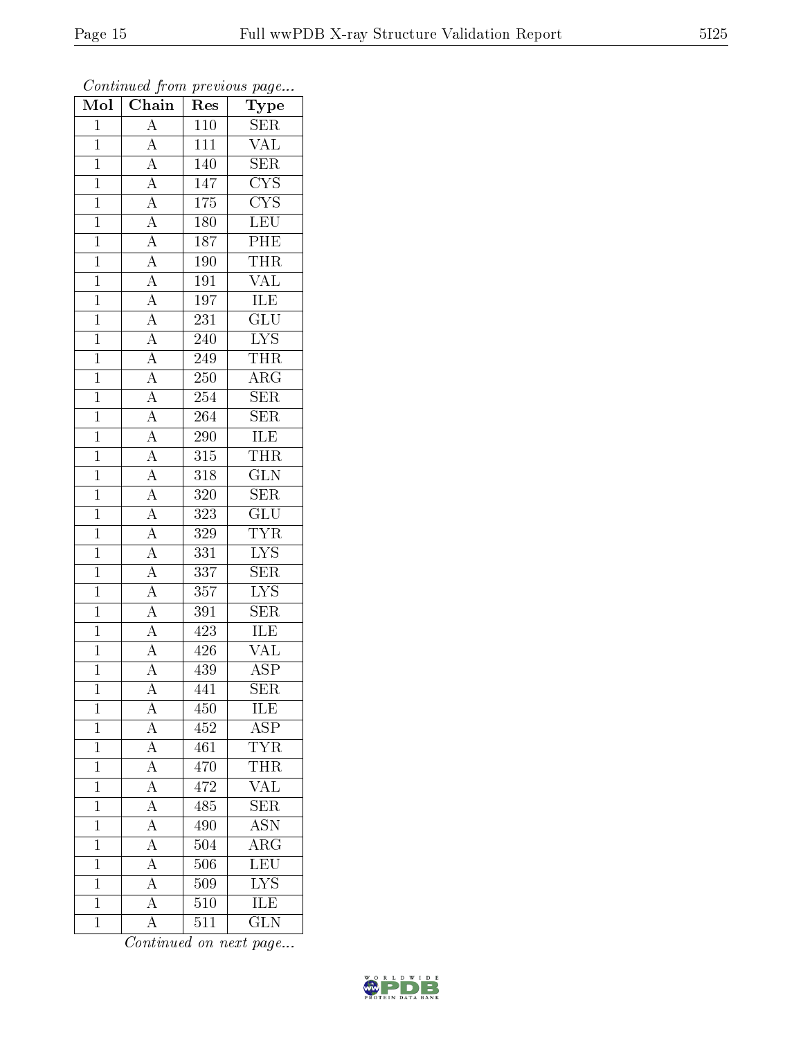*Continued from previous page...*

| Mol | Chain | Res | Type |
|---|---|---|---|
| 1 | A | 110 | SER |
| 1 | A | 111 | VAL |
| 1 | A | 140 | SER |
| 1 | A | 147 | CYS |
| 1 | A | 175 | CYS |
| 1 | A | 180 | LEU |
| 1 | A | 187 | PHE |
| 1 | A | 190 | THR |
| 1 | A | 191 | VAL |
| 1 | A | 197 | ILE |
| 1 | A | 231 | GLU |
| 1 | A | 240 | LYS |
| 1 | A | 249 | THR |
| 1 | A | 250 | ARG |
| 1 | A | 254 | SER |
| 1 | A | 264 | SER |
| 1 | A | 290 | ILE |
| 1 | A | 315 | THR |
| 1 | A | 318 | GLN |
| 1 | A | 320 | SER |
| 1 | A | 323 | GLU |
| 1 | A | 329 | TYR |
| 1 | A | 331 | LYS |
| 1 | A | 337 | SER |
| 1 | A | 357 | LYS |
| 1 | A | 391 | SER |
| 1 | A | 423 | ILE |
| 1 | A | 426 | VAL |
| 1 | A | 439 | ASP |
| 1 | A | 441 | SER |
| 1 | A | 450 | ILE |
| 1 | A | 452 | ASP |
| 1 | A | 461 | TYR |
| 1 | A | 470 | THR |
| 1 | A | 472 | VAL |
| 1 | A | 485 | SER |
| 1 | A | 490 | ASN |
| 1 | A | 504 | ARG |
| 1 | A | 506 | LEU |
| 1 | A | 509 | LYS |
| 1 | A | 510 | ILE |
| 1 | A | 511 | GLN |

*Continued on next page...*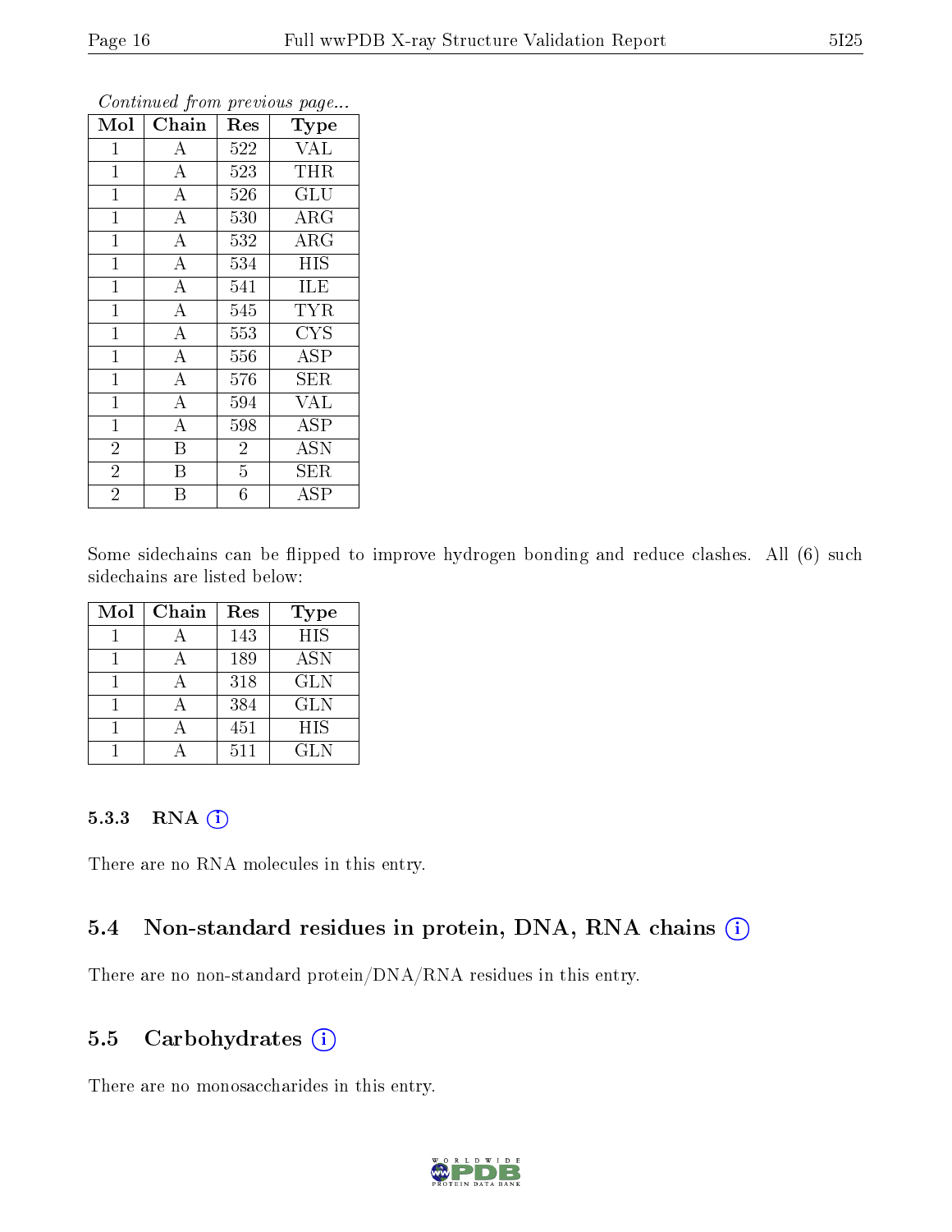*Continued from previous page...*

| Mol | Chain | Res | Type |
|---|---|---|---|
| 1 | A | 522 | VAL |
| 1 | A | 523 | THR |
| 1 | A | 526 | GLU |
| 1 | A | 530 | ARG |
| 1 | A | 532 | ARG |
| 1 | A | 534 | HIS |
| 1 | A | 541 | ILE |
| 1 | A | 545 | TYR |
| 1 | A | 553 | CYS |
| 1 | A | 556 | ASP |
| 1 | A | 576 | SER |
| 1 | A | 594 | VAL |
| 1 | A | 598 | ASP |
| 2 | B | 2 | ASN |
| 2 | B | 5 | SER |
| 2 | B | 6 | ASP |

Some sidechains can be flipped to improve hydrogen bonding and reduce clashes. All (6) such sidechains are listed below:

| Mol | Chain | Res | Type |
|---|---|---|---|
| 1 | A | 143 | HIS |
| 1 | A | 189 | ASN |
| 1 | A | 318 | GLN |
| 1 | A | 384 | GLN |
| 1 | A | 451 | HIS |
| 1 | A | 511 | GLN |

#### 5.3.3 RNA

There are no RNA molecules in this entry.

### 5.4 Non-standard residues in protein, DNA, RNA chains

There are no non-standard protein/DNA/RNA residues in this entry.

### 5.5 Carbohydrates

There are no monosaccharides in this entry.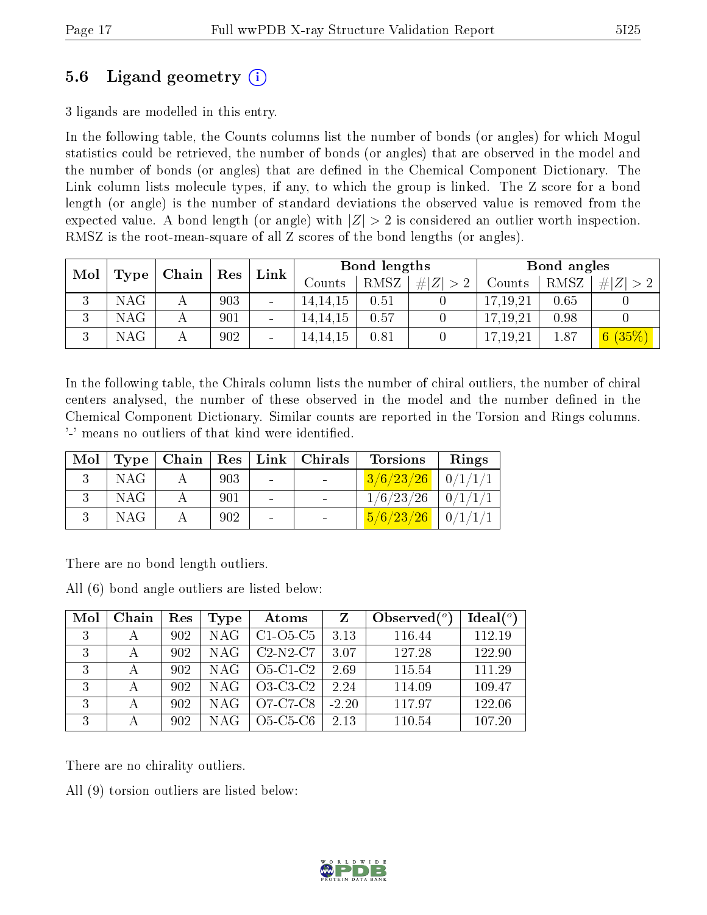## 5.6 Ligand geometry (i)

3 ligands are modelled in this entry.

In the following table, the Counts columns list the number of bonds (or angles) for which Mogul statistics could be retrieved, the number of bonds (or angles) that are observed in the model and the number of bonds (or angles) that are defined in the Chemical Component Dictionary. The Link column lists molecule types, if any, to which the group is linked. The Z score for a bond length (or angle) is the number of standard deviations the observed value is removed from the expected value. A bond length (or angle) with $|Z| > 2$ is considered an outlier worth inspection. RMSZ is the root-mean-square of all Z scores of the bond lengths (or angles).

| Mol | Type | Chain | Res | Link | Bond lengths | | | Bond angles | | |
|---|---|---|---|---|---|---|---|---|---|---|
| | | | | | Counts | RMSZ | #\|Z\| > 2 | Counts | RMSZ | #\|Z\| > 2 |
| 3 | NAG | A | 903 | - | 14,14,15 | 0.51 | 0 | 17,19,21 | 0.65 | 0 |
| 3 | NAG | A | 901 | - | 14,14,15 | 0.57 | 0 | 17,19,21 | 0.98 | 0 |
| 3 | NAG | A | 902 | - | 14,14,15 | 0.81 | 0 | 17,19,21 | 1.87 | 6 (35%) |

In the following table, the Chirals column lists the number of chiral outliers, the number of chiral centers analysed, the number of these observed in the model and the number defined in the Chemical Component Dictionary. Similar counts are reported in the Torsion and Rings columns. '-' means no outliers of that kind were identified.

| Mol | Type | Chain | Res | Link | Chirals | Torsions | Rings |
|---|---|---|---|---|---|---|---|
| 3 | NAG | A | 903 | - | - | 3/6/23/26 | 0/1/1/1 |
| 3 | NAG | A | 901 | - | - | 1/6/23/26 | 0/1/1/1 |
| 3 | NAG | A | 902 | - | - | 5/6/23/26 | 0/1/1/1 |

There are no bond length outliers.

All (6) bond angle outliers are listed below:

| Mol | Chain | Res | Type | Atoms | Z | Observed(°) | Ideal(°) |
|---|---|---|---|---|---|---|---|
| 3 | A | 902 | NAG | C1-O5-C5 | 3.13 | 116.44 | 112.19 |
| 3 | A | 902 | NAG | C2-N2-C7 | 3.07 | 127.28 | 122.90 |
| 3 | A | 902 | NAG | O5-C1-C2 | 2.69 | 115.54 | 111.29 |
| 3 | A | 902 | NAG | O3-C3-C2 | 2.24 | 114.09 | 109.47 |
| 3 | A | 902 | NAG | O7-C7-C8 | -2.20 | 117.97 | 122.06 |
| 3 | A | 902 | NAG | O5-C5-C6 | 2.13 | 110.54 | 107.20 |

There are no chirality outliers.

All (9) torsion outliers are listed below: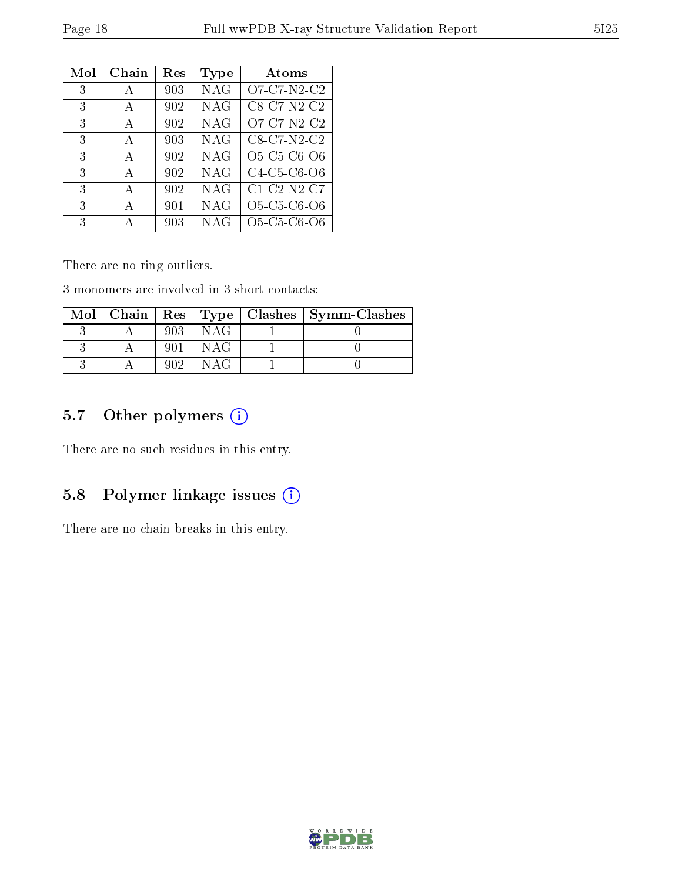| Mol | Chain | Res | Type | Atoms |
|---|---|---|---|---|
| 3 | A | 903 | NAG | O7-C7-N2-C2 |
| 3 | A | 902 | NAG | C8-C7-N2-C2 |
| 3 | A | 902 | NAG | O7-C7-N2-C2 |
| 3 | A | 903 | NAG | C8-C7-N2-C2 |
| 3 | A | 902 | NAG | O5-C5-C6-O6 |
| 3 | A | 902 | NAG | C4-C5-C6-O6 |
| 3 | A | 902 | NAG | C1-C2-N2-C7 |
| 3 | A | 901 | NAG | O5-C5-C6-O6 |
| 3 | A | 903 | NAG | O5-C5-C6-O6 |

There are no ring outliers.

3 monomers are involved in 3 short contacts:

| Mol | Chain | Res | Type | Clashes | Symm-Clashes |
|---|---|---|---|---|---|
| 3 | A | 903 | NAG | 1 | 0 |
| 3 | A | 901 | NAG | 1 | 0 |
| 3 | A | 902 | NAG | 1 | 0 |

## 5.7 Other polymers (i)

There are no such residues in this entry.

## 5.8 Polymer linkage issues (i)

There are no chain breaks in this entry.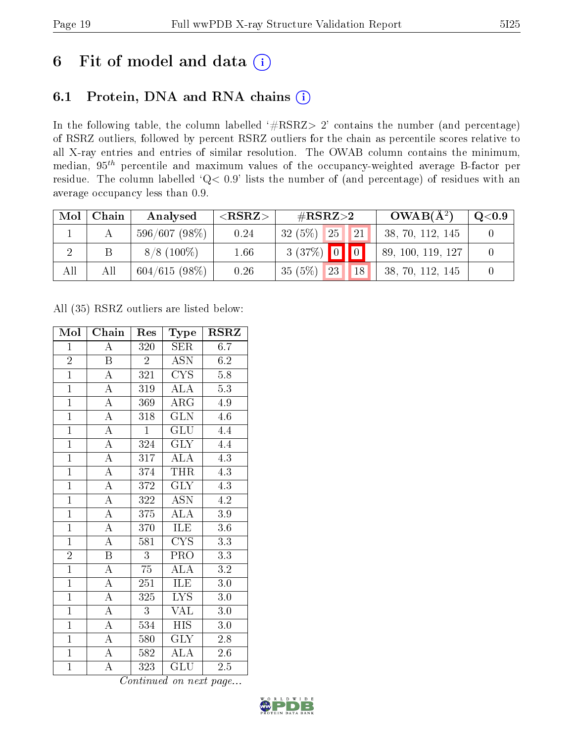# 6 Fit of model and data (i)

## 6.1 Protein, DNA and RNA chains (i)

In the following table, the column labelled '#RSRZ> 2' contains the number (and percentage) of RSRZ outliers, followed by percent RSRZ outliers for the chain as percentile scores relative to all X-ray entries and entries of similar resolution. The OWAB column contains the minimum, median, $95^{th}$ percentile and maximum values of the occupancy-weighted average B-factor per residue. The column labelled 'Q< 0.9' lists the number of (and percentage) of residues with an average occupancy less than 0.9.

| Mol | Chain | Analysed | <RSRZ> | #RSRZ>2 | | | OWAB(Å$^2$) | Q<0.9 |
|---|---|---|---|---|---|---|---|---|
| 1 | A | 596/607 (98%) | 0.24 | 32 (5%) | 25 | 21 | 38, 70, 112, 145 | 0 |
| 2 | B | 8/8 (100%) | 1.66 | 3 (37%) | 0 | 0 | 89, 100, 119, 127 | 0 |
| All | All | 604/615 (98%) | 0.26 | 35 (5%) | 23 | 18 | 38, 70, 112, 145 | 0 |

All (35) RSRZ outliers are listed below:

| Mol | Chain | Res | Type | RSRZ |
|---|---|---|---|---|
| 1 | A | 320 | SER | 6.7 |
| 2 | B | 2 | ASN | 6.2 |
| 1 | A | 321 | CYS | 5.8 |
| 1 | A | 319 | ALA | 5.3 |
| 1 | A | 369 | ARG | 4.9 |
| 1 | A | 318 | GLN | 4.6 |
| 1 | A | 1 | GLU | 4.4 |
| 1 | A | 324 | GLY | 4.4 |
| 1 | A | 317 | ALA | 4.3 |
| 1 | A | 374 | THR | 4.3 |
| 1 | A | 372 | GLY | 4.3 |
| 1 | A | 322 | ASN | 4.2 |
| 1 | A | 375 | ALA | 3.9 |
| 1 | A | 370 | ILE | 3.6 |
| 1 | A | 581 | CYS | 3.3 |
| 2 | B | 3 | PRO | 3.3 |
| 1 | A | 75 | ALA | 3.2 |
| 1 | A | 251 | ILE | 3.0 |
| 1 | A | 325 | LYS | 3.0 |
| 1 | A | 3 | VAL | 3.0 |
| 1 | A | 534 | HIS | 3.0 |
| 1 | A | 580 | GLY | 2.8 |
| 1 | A | 582 | ALA | 2.6 |
| 1 | A | 323 | GLU | 2.5 |

*Continued on next page...*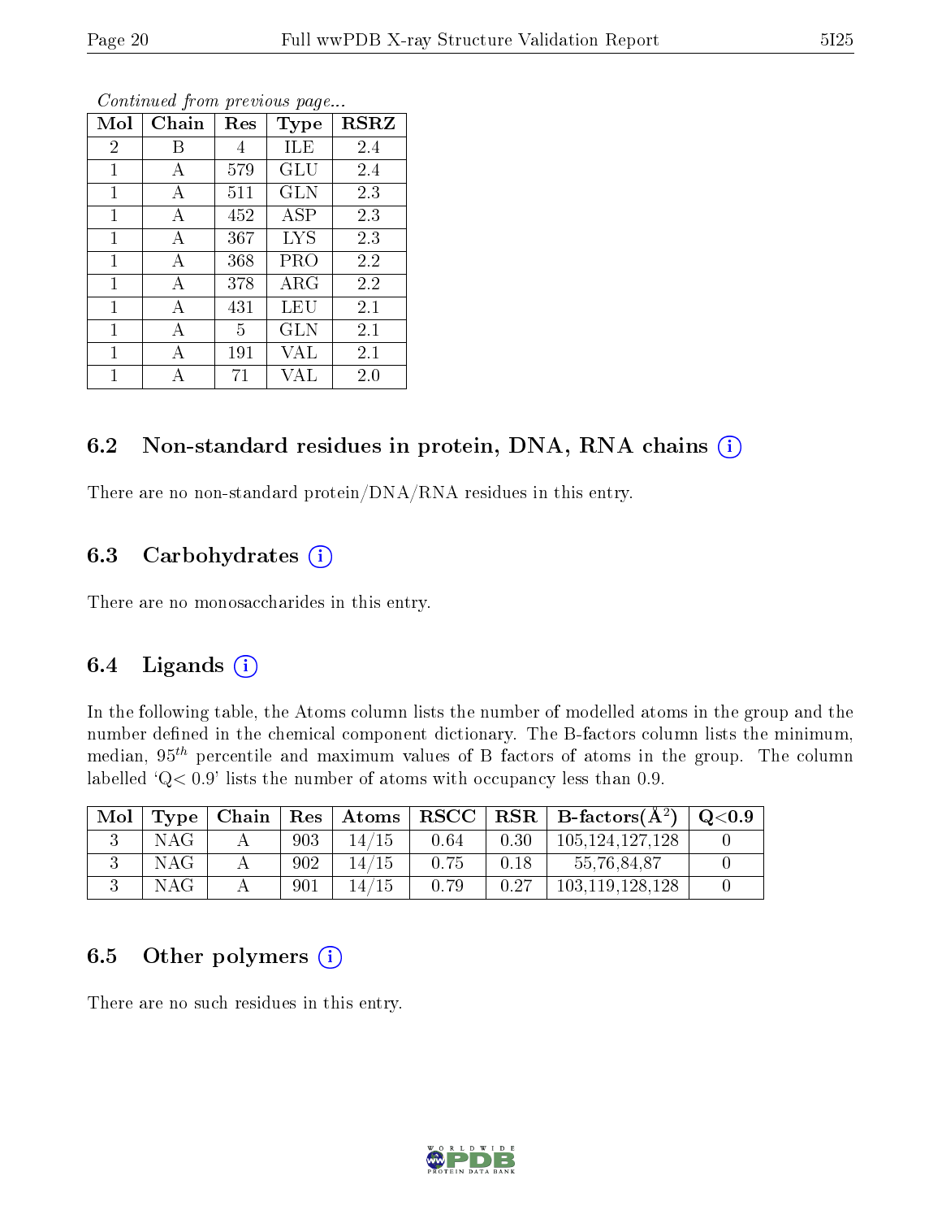*Continued from previous page...*

| Mol | Chain | Res | Type | RSRZ |
|---|---|---|---|---|
| 2 | B | 4 | ILE | 2.4 |
| 1 | A | 579 | GLU | 2.4 |
| 1 | A | 511 | GLN | 2.3 |
| 1 | A | 452 | ASP | 2.3 |
| 1 | A | 367 | LYS | 2.3 |
| 1 | A | 368 | PRO | 2.2 |
| 1 | A | 378 | ARG | 2.2 |
| 1 | A | 431 | LEU | 2.1 |
| 1 | A | 5 | GLN | 2.1 |
| 1 | A | 191 | VAL | 2.1 |
| 1 | A | 71 | VAL | 2.0 |

## 6.2 Non-standard residues in protein, DNA, RNA chains

There are no non-standard protein/DNA/RNA residues in this entry.

## 6.3 Carbohydrates

There are no monosaccharides in this entry.

## 6.4 Ligands

In the following table, the Atoms column lists the number of modelled atoms in the group and the number defined in the chemical component dictionary. The B-factors column lists the minimum, median, $95^{th}$ percentile and maximum values of B factors of atoms in the group. The column labelled 'Q< 0.9' lists the number of atoms with occupancy less than 0.9.

| Mol | Type | Chain | Res | Atoms | RSCC | RSR | B-factors($Å^2$) | Q<0.9 |
|---|---|---|---|---|---|---|---|---|
| 3 | NAG | A | 903 | 14/15 | 0.64 | 0.30 | 105,124,127,128 | 0 |
| 3 | NAG | A | 902 | 14/15 | 0.75 | 0.18 | 55,76,84,87 | 0 |
| 3 | NAG | A | 901 | 14/15 | 0.79 | 0.27 | 103,119,128,128 | 0 |

## 6.5 Other polymers

There are no such residues in this entry.